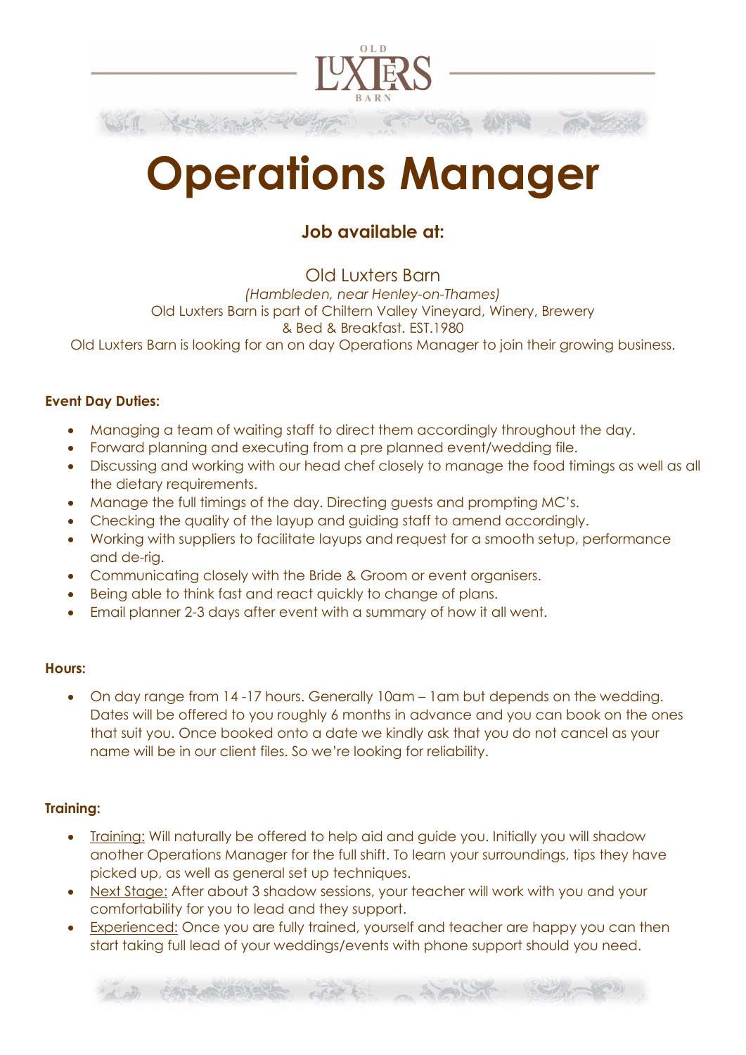# Operations Manager

## Job available at:

Old Luxters Barn

*(Hambleden, near Henley-on-Thames)*

Old Luxters Barn is part of Chiltern Valley Vineyard, Winery, Brewery & Bed & Breakfast. EST.1980

Old Luxters Barn is looking for an on day Operations Manager to join their growing business.

**Event Day Duties:**

- Managing a team of waiting staff to direct them accordingly throughout the day.
- Forward planning and executing from a pre planned event/wedding file.
- Discussing and working with our head chef closely to manage the food timings as well as all the dietary requirements.
- Manage the full timings of the day. Directing guests and prompting MC's.
- Checking the quality of the layup and guiding staff to amend accordingly.
- Working with suppliers to facilitate layups and request for a smooth setup, performance and de-rig.
- Communicating closely with the Bride & Groom or event organisers.
- Being able to think fast and react quickly to change of plans.
- Email planner 2-3 days after event with a summary of how it all went.

**Hours:**

- On day range from 14 -17 hours. Generally 10am – 1am but depends on the wedding. Dates will be offered to you roughly 6 months in advance and you can book on the ones that suit you. Once booked onto a date we kindly ask that you do not cancel as your name will be in our client files. So we're looking for reliability.

**Training:**

- Training: Will naturally be offered to help aid and guide you. Initially you will shadow another Operations Manager for the full shift. To learn your surroundings, tips they have picked up, as well as general set up techniques.
- Next Stage: After about 3 shadow sessions, your teacher will work with you and your comfortability for you to lead and they support.
- Experienced: Once you are fully trained, yourself and teacher are happy you can then start taking full lead of your weddings/events with phone support should you need.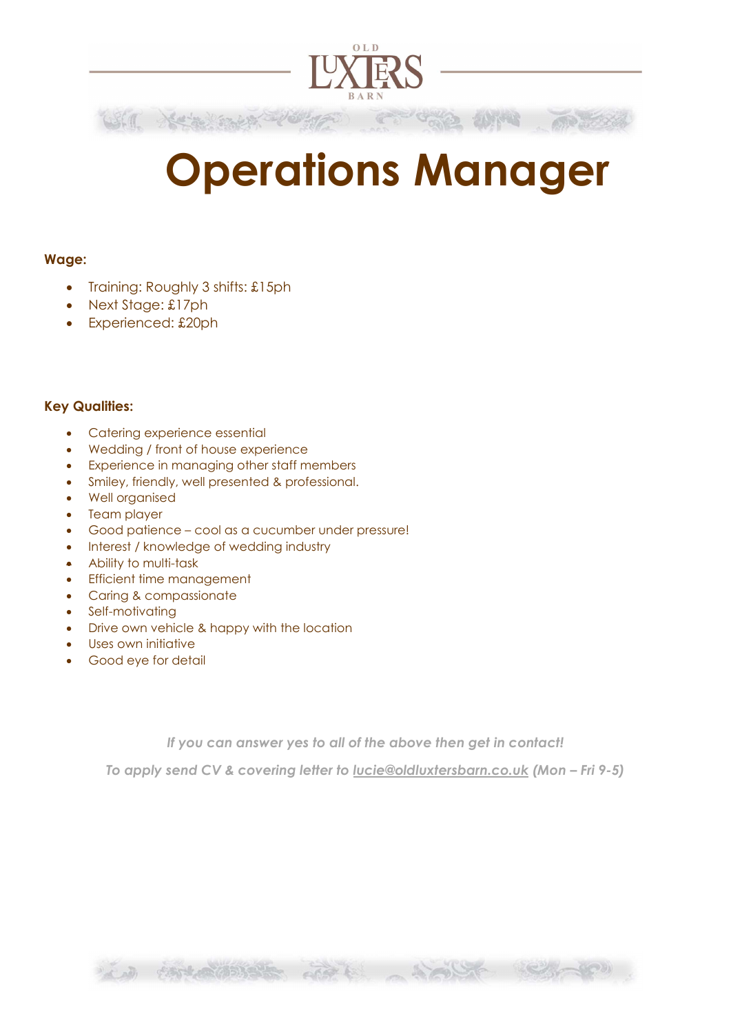# Operations Manager

**Wage:**

- Training: Roughly 3 shifts: £15ph
- Next Stage: £17ph
- Experienced: £20ph

**Key Qualities:**

- Catering experience essential
- Wedding / front of house experience
- Experience in managing other staff members
- Smiley, friendly, well presented & professional.
- Well organised
- Team player
- Good patience – cool as a cucumber under pressure!
- Interest / knowledge of wedding industry
- Ability to multi-task
- Efficient time management
- Caring & compassionate
- Self-motivating
- Drive own vehicle & happy with the location
- Uses own initiative
- Good eye for detail

*If you can answer yes to all of the above then get in contact!*

*To apply send CV & covering letter to lucie@oldluxtersbarn.co.uk (Mon – Fri 9-5)*